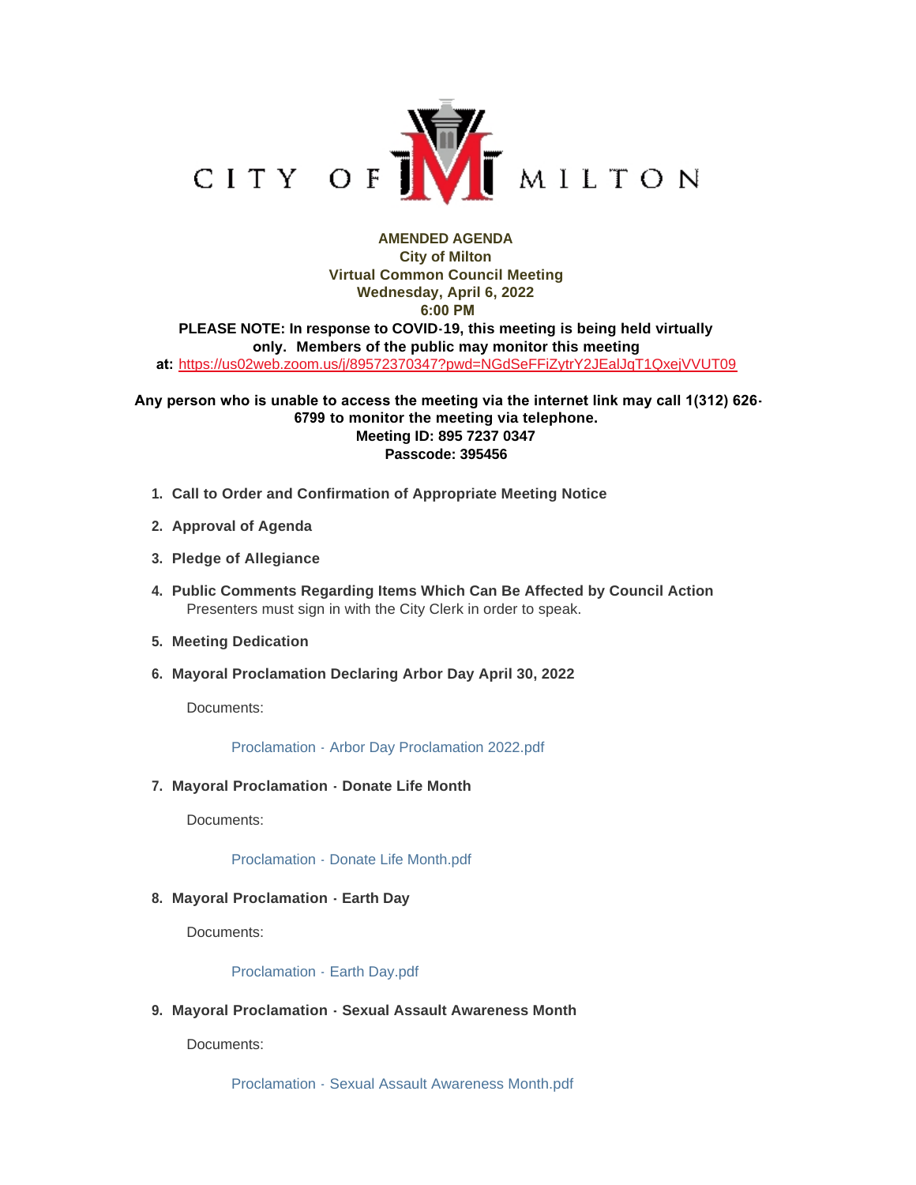CITY OF MILTON

**AMENDED AGENDA**
**City of Milton**
**Virtual Common Council Meeting**
**Wednesday, April 6, 2022**
**6:00 PM**

**PLEASE NOTE: In response to COVID-19, this meeting is being held virtually only. Members of the public may monitor this meeting at:** https://us02web.zoom.us/j/89572370347?pwd=NGdSeFFiZytrY2JEalJqT1QxejVVUT09

**Any person who is unable to access the meeting via the internet link may call 1(312) 626-6799 to monitor the meeting via telephone.**
**Meeting ID: 895 7237 0347**
**Passcode: 395456**

1. **Call to Order and Confirmation of Appropriate Meeting Notice**
2. **Approval of Agenda**
3. **Pledge of Allegiance**
4. **Public Comments Regarding Items Which Can Be Affected by Council Action**
   Presenters must sign in with the City Clerk in order to speak.
5. **Meeting Dedication**
6. **Mayoral Proclamation Declaring Arbor Day April 30, 2022**

   Documents:

   Proclamation - Arbor Day Proclamation 2022.pdf

7. **Mayoral Proclamation - Donate Life Month**

   Documents:

   Proclamation - Donate Life Month.pdf

8. **Mayoral Proclamation - Earth Day**

   Documents:

   Proclamation - Earth Day.pdf

9. **Mayoral Proclamation - Sexual Assault Awareness Month**

   Documents:

   Proclamation - Sexual Assault Awareness Month.pdf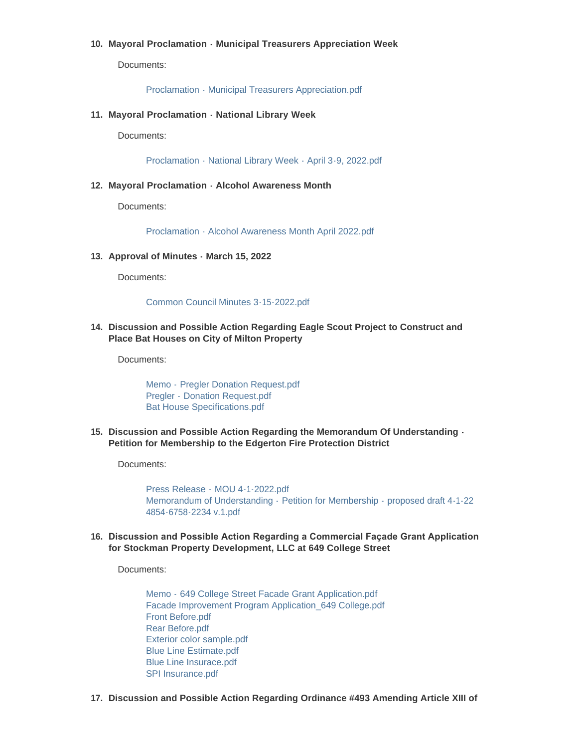10. **Mayoral Proclamation - Municipal Treasurers Appreciation Week**

    Documents:

    Proclamation - Municipal Treasurers Appreciation.pdf

11. **Mayoral Proclamation - National Library Week**

    Documents:

    Proclamation - National Library Week - April 3-9, 2022.pdf

12. **Mayoral Proclamation - Alcohol Awareness Month**

    Documents:

    Proclamation - Alcohol Awareness Month April 2022.pdf

13. **Approval of Minutes - March 15, 2022**

    Documents:

    Common Council Minutes 3-15-2022.pdf

14. **Discussion and Possible Action Regarding Eagle Scout Project to Construct and Place Bat Houses on City of Milton Property**

    Documents:

    Memo - Pregler Donation Request.pdf
    Pregler - Donation Request.pdf
    Bat House Specifications.pdf

15. **Discussion and Possible Action Regarding the Memorandum Of Understanding - Petition for Membership to the Edgerton Fire Protection District**

    Documents:

    Press Release - MOU 4-1-2022.pdf
    Memorandum of Understanding - Petition for Membership - proposed draft 4-1-22 4854-6758-2234 v.1.pdf

16. **Discussion and Possible Action Regarding a Commercial Façade Grant Application for Stockman Property Development, LLC at 649 College Street**

    Documents:

    Memo - 649 College Street Facade Grant Application.pdf
    Facade Improvement Program Application_649 College.pdf
    Front Before.pdf
    Rear Before.pdf
    Exterior color sample.pdf
    Blue Line Estimate.pdf
    Blue Line Insurace.pdf
    SPI Insurance.pdf

17. **Discussion and Possible Action Regarding Ordinance #493 Amending Article XIII of**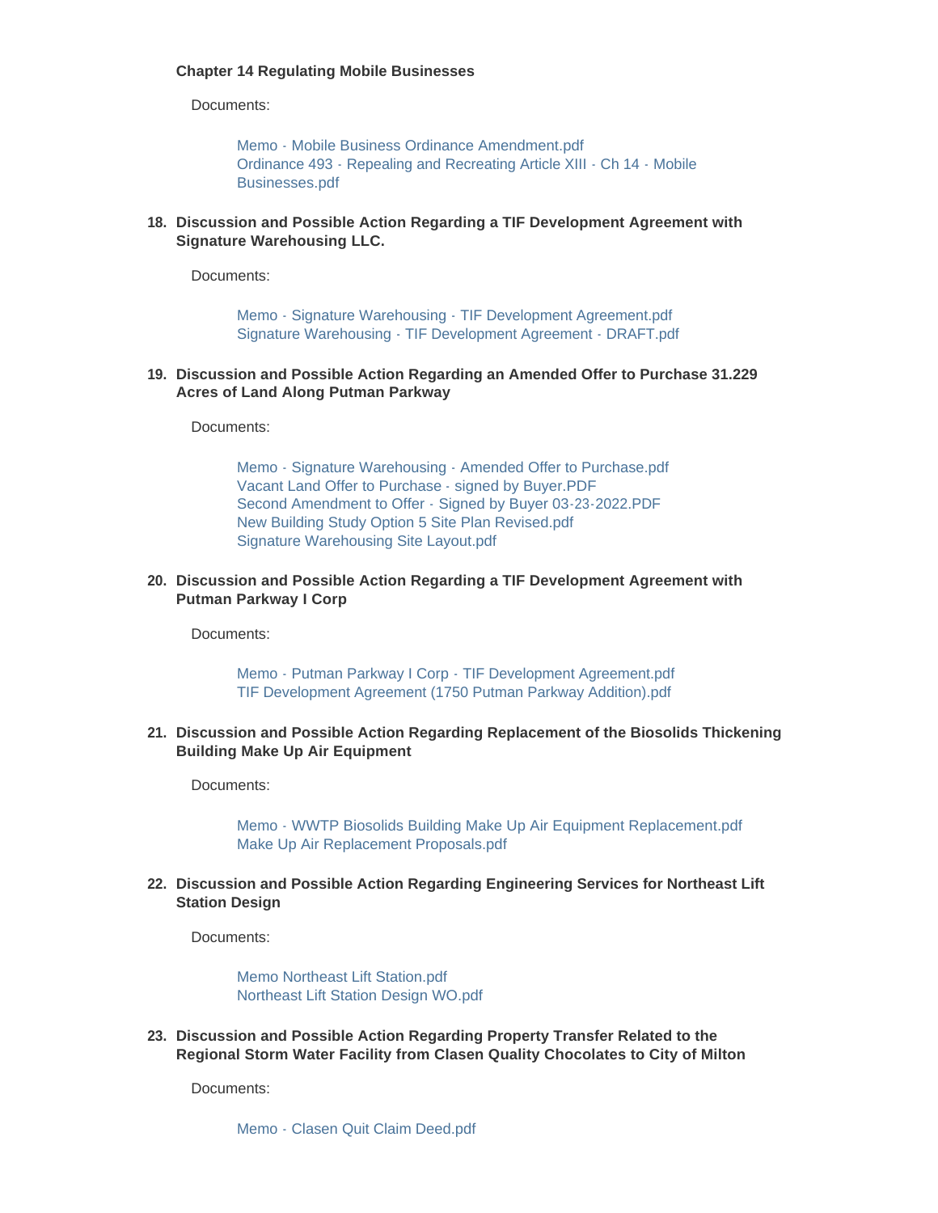**Chapter 14 Regulating Mobile Businesses**

Documents:

- Memo - Mobile Business Ordinance Amendment.pdf
- Ordinance 493 - Repealing and Recreating Article XIII - Ch 14 - Mobile Businesses.pdf

18. **Discussion and Possible Action Regarding a TIF Development Agreement with Signature Warehousing LLC.**

    Documents:

    - Memo - Signature Warehousing - TIF Development Agreement.pdf
    - Signature Warehousing - TIF Development Agreement - DRAFT.pdf

19. **Discussion and Possible Action Regarding an Amended Offer to Purchase 31.229 Acres of Land Along Putman Parkway**

    Documents:

    - Memo - Signature Warehousing - Amended Offer to Purchase.pdf
    - Vacant Land Offer to Purchase - signed by Buyer.PDF
    - Second Amendment to Offer - Signed by Buyer 03-23-2022.PDF
    - New Building Study Option 5 Site Plan Revised.pdf
    - Signature Warehousing Site Layout.pdf

20. **Discussion and Possible Action Regarding a TIF Development Agreement with Putman Parkway I Corp**

    Documents:

    - Memo - Putman Parkway I Corp - TIF Development Agreement.pdf
    - TIF Development Agreement (1750 Putman Parkway Addition).pdf

21. **Discussion and Possible Action Regarding Replacement of the Biosolids Thickening Building Make Up Air Equipment**

    Documents:

    - Memo - WWTP Biosolids Building Make Up Air Equipment Replacement.pdf
    - Make Up Air Replacement Proposals.pdf

22. **Discussion and Possible Action Regarding Engineering Services for Northeast Lift Station Design**

    Documents:

    - Memo Northeast Lift Station.pdf
    - Northeast Lift Station Design WO.pdf

23. **Discussion and Possible Action Regarding Property Transfer Related to the Regional Storm Water Facility from Clasen Quality Chocolates to City of Milton**

    Documents:

    - Memo - Clasen Quit Claim Deed.pdf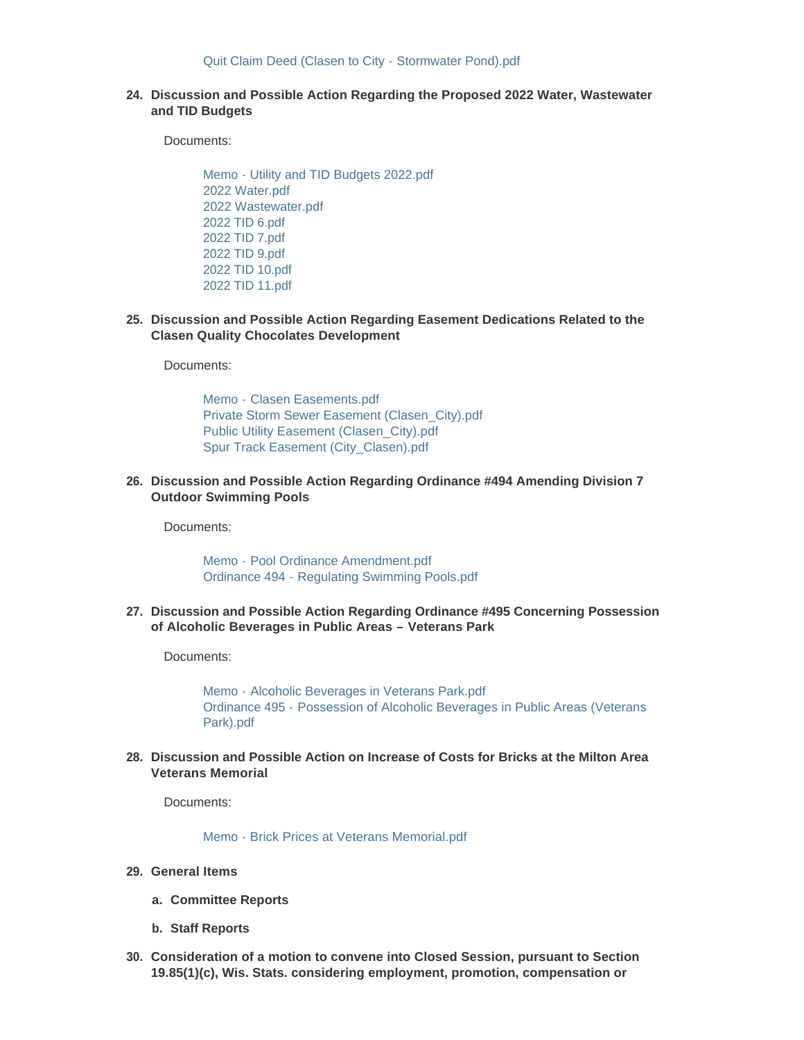Quit Claim Deed (Clasen to City - Stormwater Pond).pdf

24. **Discussion and Possible Action Regarding the Proposed 2022 Water, Wastewater and TID Budgets**

    Documents:

    Memo - Utility and TID Budgets 2022.pdf
    2022 Water.pdf
    2022 Wastewater.pdf
    2022 TID 6.pdf
    2022 TID 7.pdf
    2022 TID 9.pdf
    2022 TID 10.pdf
    2022 TID 11.pdf

25. **Discussion and Possible Action Regarding Easement Dedications Related to the Clasen Quality Chocolates Development**

    Documents:

    Memo - Clasen Easements.pdf
    Private Storm Sewer Easement (Clasen_City).pdf
    Public Utility Easement (Clasen_City).pdf
    Spur Track Easement (City_Clasen).pdf

26. **Discussion and Possible Action Regarding Ordinance #494 Amending Division 7 Outdoor Swimming Pools**

    Documents:

    Memo - Pool Ordinance Amendment.pdf
    Ordinance 494 - Regulating Swimming Pools.pdf

27. **Discussion and Possible Action Regarding Ordinance #495 Concerning Possession of Alcoholic Beverages in Public Areas – Veterans Park**

    Documents:

    Memo - Alcoholic Beverages in Veterans Park.pdf
    Ordinance 495 - Possession of Alcoholic Beverages in Public Areas (Veterans Park).pdf

28. **Discussion and Possible Action on Increase of Costs for Bricks at the Milton Area Veterans Memorial**

    Documents:

    Memo - Brick Prices at Veterans Memorial.pdf

29. **General Items**

    a. **Committee Reports**

    b. **Staff Reports**

30. **Consideration of a motion to convene into Closed Session, pursuant to Section 19.85(1)(c), Wis. Stats. considering employment, promotion, compensation or**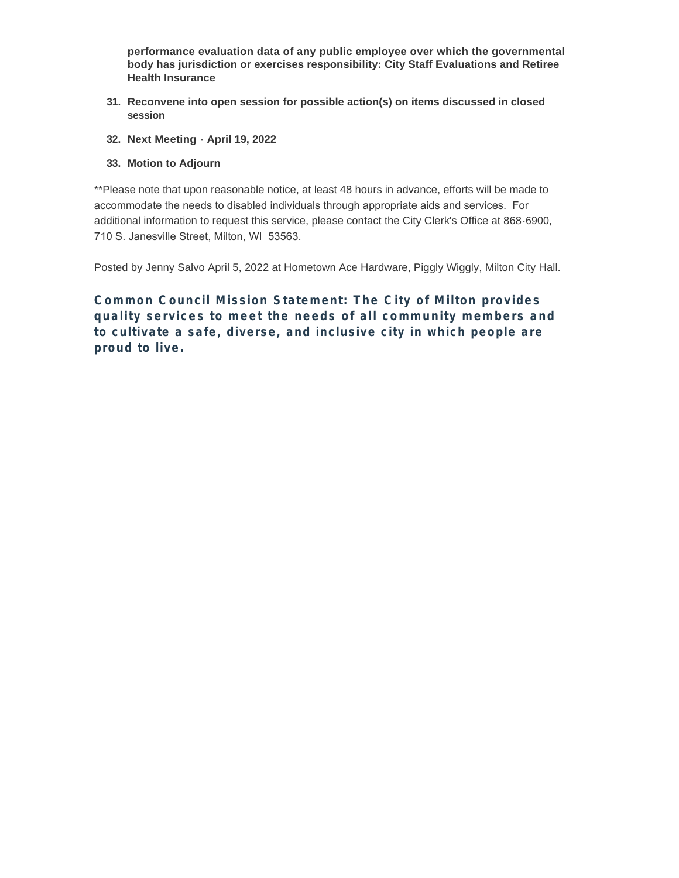**performance evaluation data of any public employee over which the governmental body has jurisdiction or exercises responsibility: City Staff Evaluations and Retiree Health Insurance**

31. **Reconvene into open session for possible action(s) on items discussed in closed session**

32. **Next Meeting - April 19, 2022**

33. **Motion to Adjourn**

**Please note that upon reasonable notice, at least 48 hours in advance, efforts will be made to accommodate the needs to disabled individuals through appropriate aids and services. For additional information to request this service, please contact the City Clerk's Office at 868-6900, 710 S. Janesville Street, Milton, WI 53563.

Posted by Jenny Salvo April 5, 2022 at Hometown Ace Hardware, Piggly Wiggly, Milton City Hall.

**Common Council Mission Statement: The City of Milton provides quality services to meet the needs of all community members and to cultivate a safe, diverse, and inclusive city in which people are proud to live.**